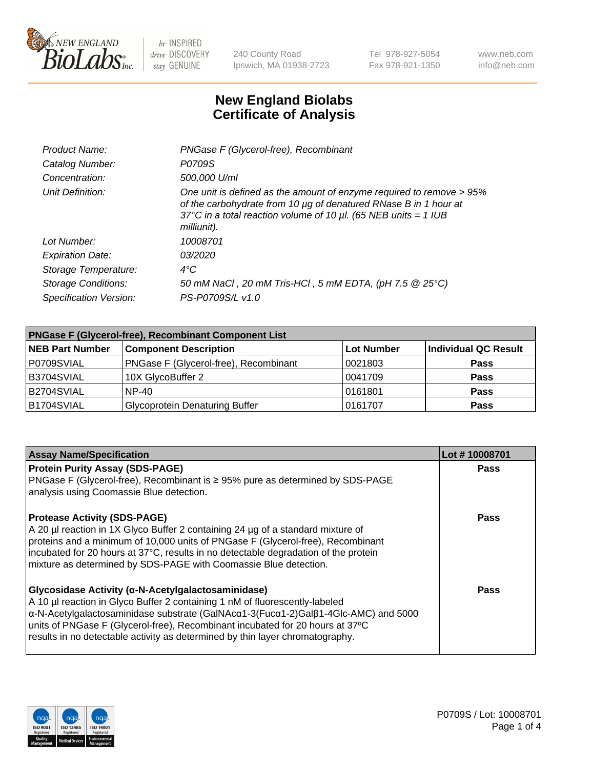# New England Biolabs Certificate of Analysis

| | |
|---|---|
| Product Name: | PNGase F (Glycerol-free), Recombinant |
| Catalog Number: | P0709S |
| Concentration: | 500,000 U/ml |
| Unit Definition: | One unit is defined as the amount of enzyme required to remove > 95% of the carbohydrate from 10 µg of denatured RNase B in 1 hour at 37°C in a total reaction volume of 10 µl. (65 NEB units = 1 IUB milliunit). |
| Lot Number: | 10008701 |
| Expiration Date: | 03/2020 |
| Storage Temperature: | 4°C |
| Storage Conditions: | 50 mM NaCl , 20 mM Tris-HCl , 5 mM EDTA, (pH 7.5 @ 25°C) |
| Specification Version: | PS-P0709S/L v1.0 |

| PNGase F (Glycerol-free), Recombinant Component List | | | |
|---|---|---|---|
| **NEB Part Number** | **Component Description** | **Lot Number** | **Individual QC Result** |
| P0709SVIAL | PNGase F (Glycerol-free), Recombinant | 0021803 | Pass |
| B3704SVIAL | 10X GlycoBuffer 2 | 0041709 | Pass |
| B2704SVIAL | NP-40 | 0161801 | Pass |
| B1704SVIAL | Glycoprotein Denaturing Buffer | 0161707 | Pass |

| Assay Name/Specification | Lot # 10008701 |
|---|---|
| **Protein Purity Assay (SDS-PAGE)**<br>PNGase F (Glycerol-free), Recombinant is ≥ 95% pure as determined by SDS-PAGE analysis using Coomassie Blue detection. | Pass |
| **Protease Activity (SDS-PAGE)**<br>A 20 µl reaction in 1X Glyco Buffer 2 containing 24 µg of a standard mixture of proteins and a minimum of 10,000 units of PNGase F (Glycerol-free), Recombinant incubated for 20 hours at 37°C, results in no detectable degradation of the protein mixture as determined by SDS-PAGE with Coomassie Blue detection. | Pass |
| **Glycosidase Activity (α-N-Acetylgalactosaminidase)**<br>A 10 µl reaction in Glyco Buffer 2 containing 1 nM of fluorescently-labeled α-N-Acetylgalactosaminidase substrate (GalNAcα1-3(Fucα1-2)Galβ1-4Glc-AMC) and 5000 units of PNGase F (Glycerol-free), Recombinant incubated for 20 hours at 37ºC results in no detectable activity as determined by thin layer chromatography. | Pass |

P0709S / Lot: 10008701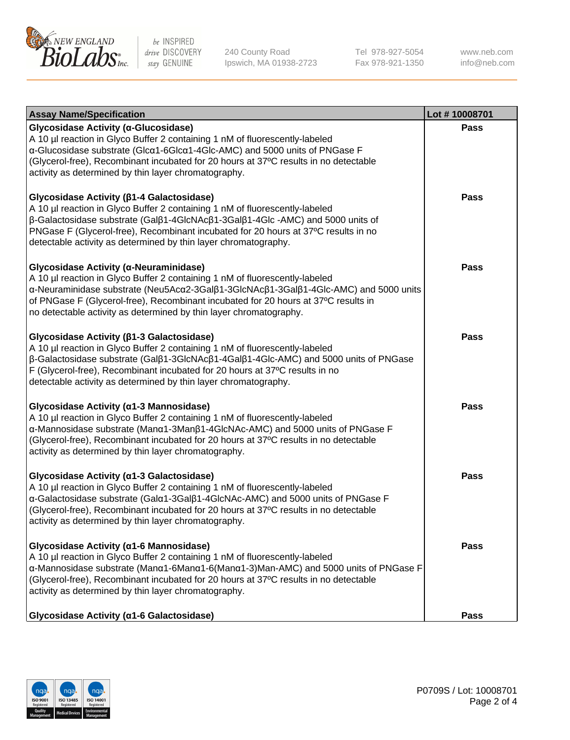| Assay Name/Specification | Lot # 10008701 |
|---|---|
| **Glycosidase Activity (α-Glucosidase)** A 10 µl reaction in Glyco Buffer 2 containing 1 nM of fluorescently-labeled α-Glucosidase substrate (Glcα1-6Glcα1-4Glc-AMC) and 5000 units of PNGase F (Glycerol-free), Recombinant incubated for 20 hours at 37ºC results in no detectable activity as determined by thin layer chromatography. | **Pass** |
| **Glycosidase Activity (β1-4 Galactosidase)** A 10 µl reaction in Glyco Buffer 2 containing 1 nM of fluorescently-labeled β-Galactosidase substrate (Galβ1-4GlcNAcβ1-3Galβ1-4Glc -AMC) and 5000 units of PNGase F (Glycerol-free), Recombinant incubated for 20 hours at 37ºC results in no detectable activity as determined by thin layer chromatography. | **Pass** |
| **Glycosidase Activity (α-Neuraminidase)** A 10 µl reaction in Glyco Buffer 2 containing 1 nM of fluorescently-labeled α-Neuraminidase substrate (Neu5Acα2-3Galβ1-3GlcNAcβ1-3Galβ1-4Glc-AMC) and 5000 units of PNGase F (Glycerol-free), Recombinant incubated for 20 hours at 37ºC results in no detectable activity as determined by thin layer chromatography. | **Pass** |
| **Glycosidase Activity (β1-3 Galactosidase)** A 10 µl reaction in Glyco Buffer 2 containing 1 nM of fluorescently-labeled β-Galactosidase substrate (Galβ1-3GlcNAcβ1-4Galβ1-4Glc-AMC) and 5000 units of PNGase F (Glycerol-free), Recombinant incubated for 20 hours at 37ºC results in no detectable activity as determined by thin layer chromatography. | **Pass** |
| **Glycosidase Activity (α1-3 Mannosidase)** A 10 µl reaction in Glyco Buffer 2 containing 1 nM of fluorescently-labeled α-Mannosidase substrate (Manα1-3Manβ1-4GlcNAc-AMC) and 5000 units of PNGase F (Glycerol-free), Recombinant incubated for 20 hours at 37ºC results in no detectable activity as determined by thin layer chromatography. | **Pass** |
| **Glycosidase Activity (α1-3 Galactosidase)** A 10 µl reaction in Glyco Buffer 2 containing 1 nM of fluorescently-labeled α-Galactosidase substrate (Galα1-3Galβ1-4GlcNAc-AMC) and 5000 units of PNGase F (Glycerol-free), Recombinant incubated for 20 hours at 37ºC results in no detectable activity as determined by thin layer chromatography. | **Pass** |
| **Glycosidase Activity (α1-6 Mannosidase)** A 10 µl reaction in Glyco Buffer 2 containing 1 nM of fluorescently-labeled α-Mannosidase substrate (Manα1-6Manα1-6(Manα1-3)Man-AMC) and 5000 units of PNGase F (Glycerol-free), Recombinant incubated for 20 hours at 37ºC results in no detectable activity as determined by thin layer chromatography. | **Pass** |
| **Glycosidase Activity (α1-6 Galactosidase)** | **Pass** |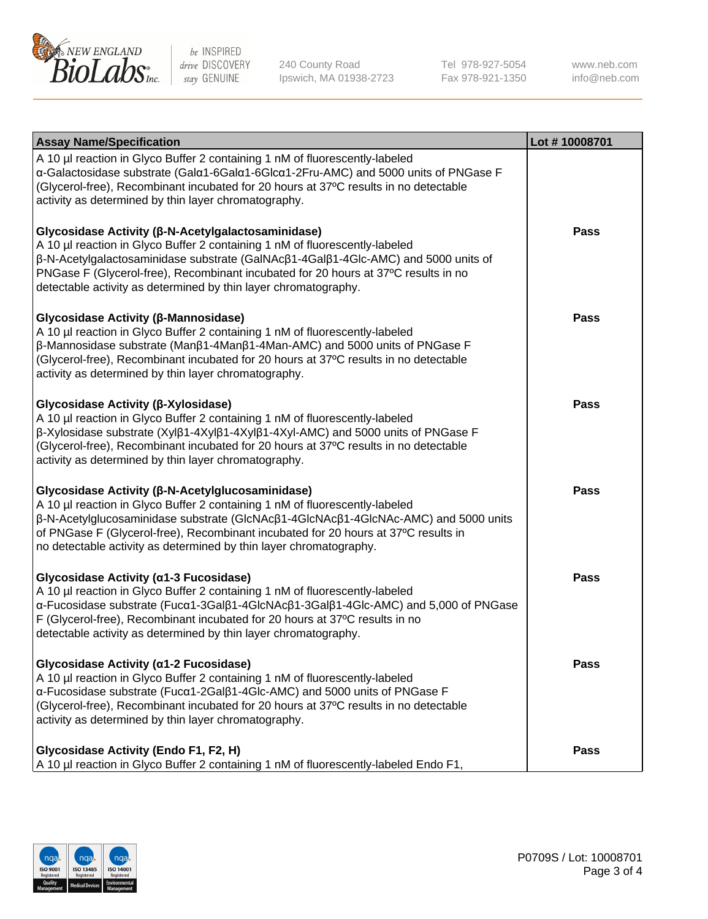| Assay Name/Specification | Lot # 10008701 |
|---|---|
| A 10 µl reaction in Glyco Buffer 2 containing 1 nM of fluorescently-labeled α-Galactosidase substrate (Galα1-6Galα1-6Glcα1-2Fru-AMC) and 5000 units of PNGase F (Glycerol-free), Recombinant incubated for 20 hours at 37ºC results in no detectable activity as determined by thin layer chromatography. | |
| **Glycosidase Activity (β-N-Acetylgalactosaminidase)**<br>A 10 µl reaction in Glyco Buffer 2 containing 1 nM of fluorescently-labeled β-N-Acetylgalactosaminidase substrate (GalNAcβ1-4Galβ1-4Glc-AMC) and 5000 units of PNGase F (Glycerol-free), Recombinant incubated for 20 hours at 37ºC results in no detectable activity as determined by thin layer chromatography. | Pass |
| **Glycosidase Activity (β-Mannosidase)**<br>A 10 µl reaction in Glyco Buffer 2 containing 1 nM of fluorescently-labeled β-Mannosidase substrate (Manβ1-4Manβ1-4Man-AMC) and 5000 units of PNGase F (Glycerol-free), Recombinant incubated for 20 hours at 37ºC results in no detectable activity as determined by thin layer chromatography. | Pass |
| **Glycosidase Activity (β-Xylosidase)**<br>A 10 µl reaction in Glyco Buffer 2 containing 1 nM of fluorescently-labeled β-Xylosidase substrate (Xylβ1-4Xylβ1-4Xylβ1-4Xyl-AMC) and 5000 units of PNGase F (Glycerol-free), Recombinant incubated for 20 hours at 37ºC results in no detectable activity as determined by thin layer chromatography. | Pass |
| **Glycosidase Activity (β-N-Acetylglucosaminidase)**<br>A 10 µl reaction in Glyco Buffer 2 containing 1 nM of fluorescently-labeled β-N-Acetylglucosaminidase substrate (GlcNAcβ1-4GlcNAcβ1-4GlcNAc-AMC) and 5000 units of PNGase F (Glycerol-free), Recombinant incubated for 20 hours at 37ºC results in no detectable activity as determined by thin layer chromatography. | Pass |
| **Glycosidase Activity (α1-3 Fucosidase)**<br>A 10 µl reaction in Glyco Buffer 2 containing 1 nM of fluorescently-labeled α-Fucosidase substrate (Fucα1-3Galβ1-4GlcNAcβ1-3Galβ1-4Glc-AMC) and 5,000 of PNGase F (Glycerol-free), Recombinant incubated for 20 hours at 37ºC results in no detectable activity as determined by thin layer chromatography. | Pass |
| **Glycosidase Activity (α1-2 Fucosidase)**<br>A 10 µl reaction in Glyco Buffer 2 containing 1 nM of fluorescently-labeled α-Fucosidase substrate (Fucα1-2Galβ1-4Glc-AMC) and 5000 units of PNGase F (Glycerol-free), Recombinant incubated for 20 hours at 37ºC results in no detectable activity as determined by thin layer chromatography. | Pass |
| **Glycosidase Activity (Endo F1, F2, H)**<br>A 10 µl reaction in Glyco Buffer 2 containing 1 nM of fluorescently-labeled Endo F1, | Pass |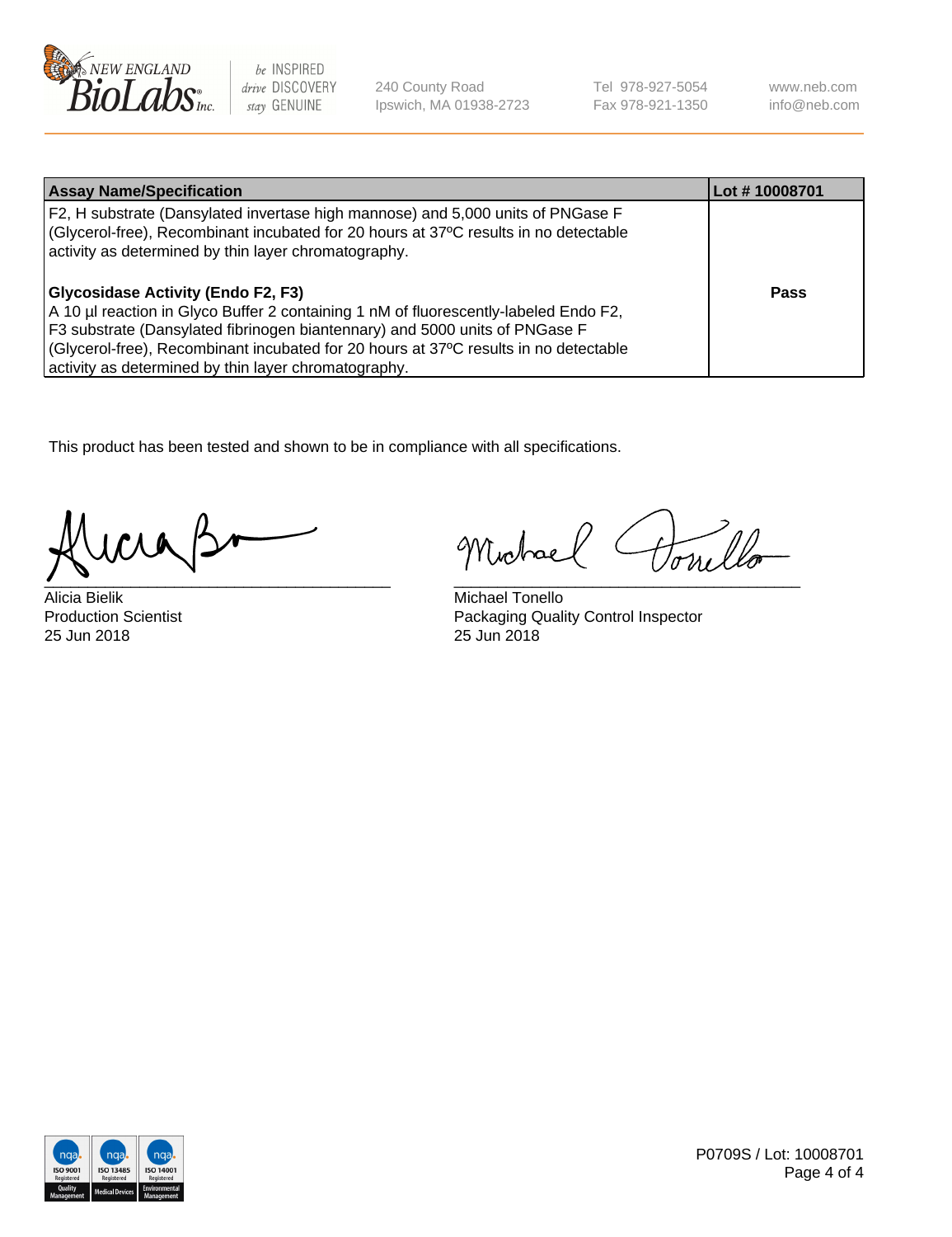| Assay Name/Specification | Lot # 10008701 |
|---|---|
| F2, H substrate (Dansylated invertase high mannose) and 5,000 units of PNGase F (Glycerol-free), Recombinant incubated for 20 hours at 37ºC results in no detectable activity as determined by thin layer chromatography. | |
| **Glycosidase Activity (Endo F2, F3)**<br>A 10 µl reaction in Glyco Buffer 2 containing 1 nM of fluorescently-labeled Endo F2, F3 substrate (Dansylated fibrinogen biantennary) and 5000 units of PNGase F (Glycerol-free), Recombinant incubated for 20 hours at 37ºC results in no detectable activity as determined by thin layer chromatography. | **Pass** |

This product has been tested and shown to be in compliance with all specifications.

Alicia Bielik
Production Scientist
25 Jun 2018

Michael Tonello
Packaging Quality Control Inspector
25 Jun 2018

P0709S / Lot: 10008701